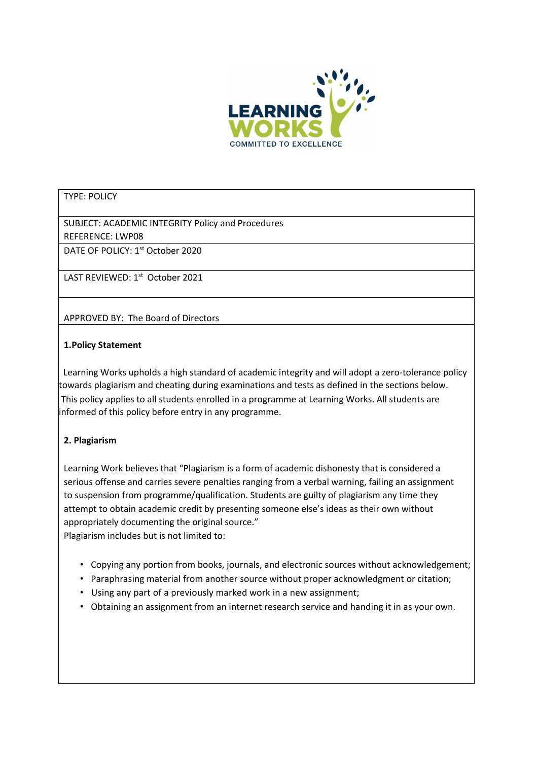TYPE: POLICY

SUBJECT: ACADEMIC INTEGRITY Policy and Procedures
REFERENCE: LWP08

DATE OF POLICY: 1st October 2020

LAST REVIEWED: 1st October 2021

APPROVED BY: The Board of Directors

**1.Policy Statement**

Learning Works upholds a high standard of academic integrity and will adopt a zero-tolerance policy towards plagiarism and cheating during examinations and tests as defined in the sections below. This policy applies to all students enrolled in a programme at Learning Works. All students are informed of this policy before entry in any programme.

**2. Plagiarism**

Learning Work believes that "Plagiarism is a form of academic dishonesty that is considered a serious offense and carries severe penalties ranging from a verbal warning, failing an assignment to suspension from programme/qualification. Students are guilty of plagiarism any time they attempt to obtain academic credit by presenting someone else's ideas as their own without appropriately documenting the original source."
Plagiarism includes but is not limited to:

- Copying any portion from books, journals, and electronic sources without acknowledgement;
- Paraphrasing material from another source without proper acknowledgment or citation;
- Using any part of a previously marked work in a new assignment;
- Obtaining an assignment from an internet research service and handing it in as your own.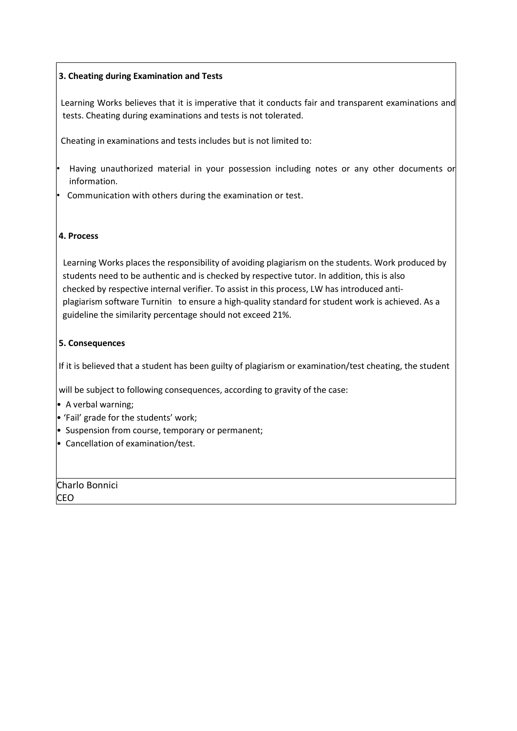### 3. Cheating during Examination and Tests

Learning Works believes that it is imperative that it conducts fair and transparent examinations and tests. Cheating during examinations and tests is not tolerated.

Cheating in examinations and tests includes but is not limited to:

- Having unauthorized material in your possession including notes or any other documents or information.
- Communication with others during the examination or test.

### 4. Process

Learning Works places the responsibility of avoiding plagiarism on the students. Work produced by students need to be authentic and is checked by respective tutor. In addition, this is also checked by respective internal verifier. To assist in this process, LW has introduced anti-plagiarism software Turnitin to ensure a high-quality standard for student work is achieved. As a guideline the similarity percentage should not exceed 21%.

### 5. Consequences

If it is believed that a student has been guilty of plagiarism or examination/test cheating, the student will be subject to following consequences, according to gravity of the case:

- A verbal warning;
- 'Fail' grade for the students' work;
- Suspension from course, temporary or permanent;
- Cancellation of examination/test.

Charlo Bonnici
CEO